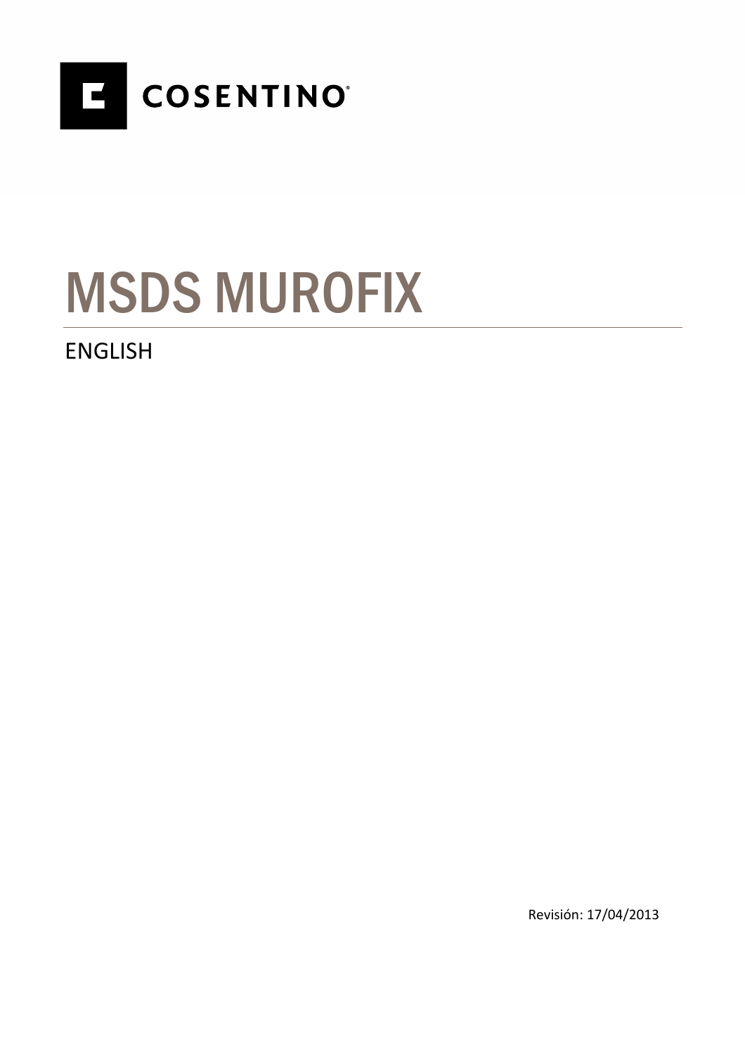COSENTINO®

# MSDS MUROFIX

ENGLISH

Revisión: 17/04/2013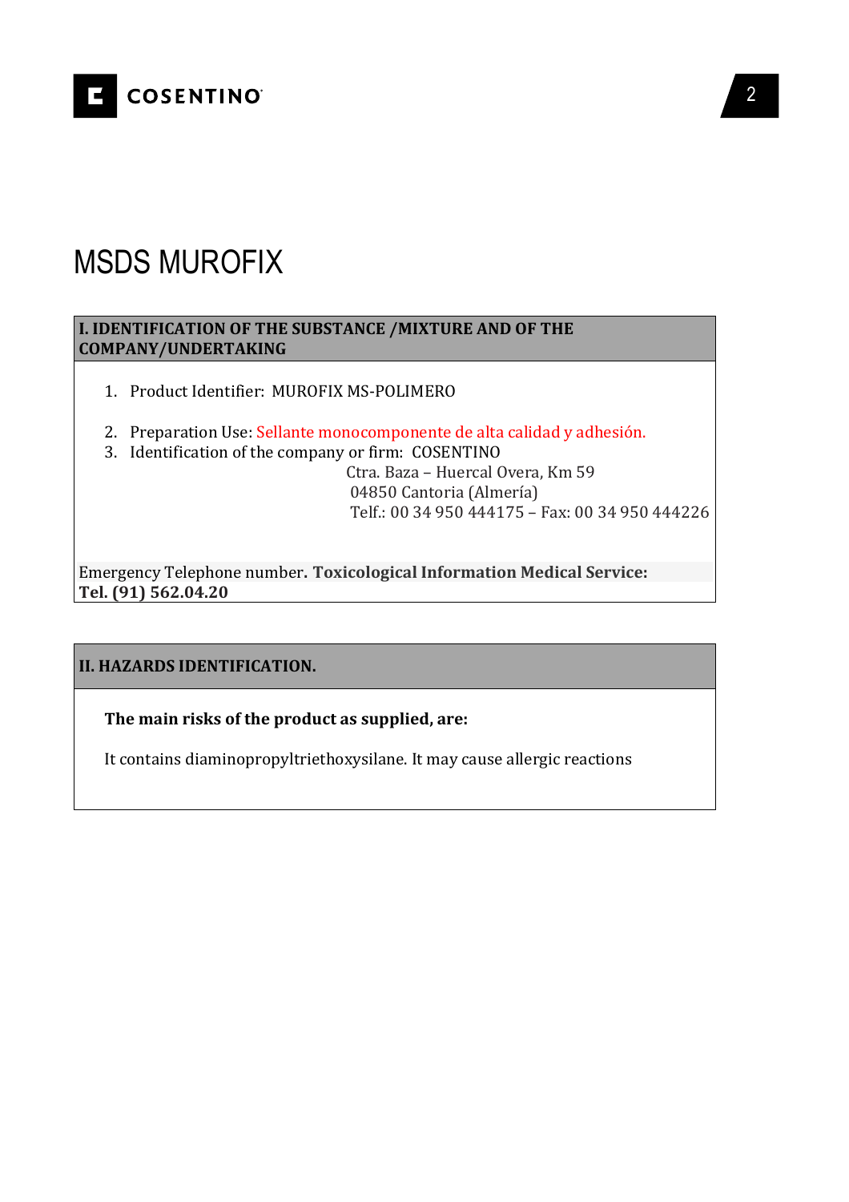# MSDS MUROFIX

## I. IDENTIFICATION OF THE SUBSTANCE /MIXTURE AND OF THE COMPANY/UNDERTAKING

1. Product Identifier: MUROFIX MS-POLIMERO
2. Preparation Use: Sellante monocomponente de alta calidad y adhesión.
3. Identification of the company or firm: COSENTINO
   Ctra. Baza – Huercal Overa, Km 59
   04850 Cantoria (Almería)
   Telf.: 00 34 950 444175 – Fax: 00 34 950 444226

Emergency Telephone number**. Toxicological Information Medical Service: Tel. (91) 562.04.20**

## II. HAZARDS IDENTIFICATION.

**The main risks of the product as supplied, are:**

It contains diaminopropyltriethoxysilane. It may cause allergic reactions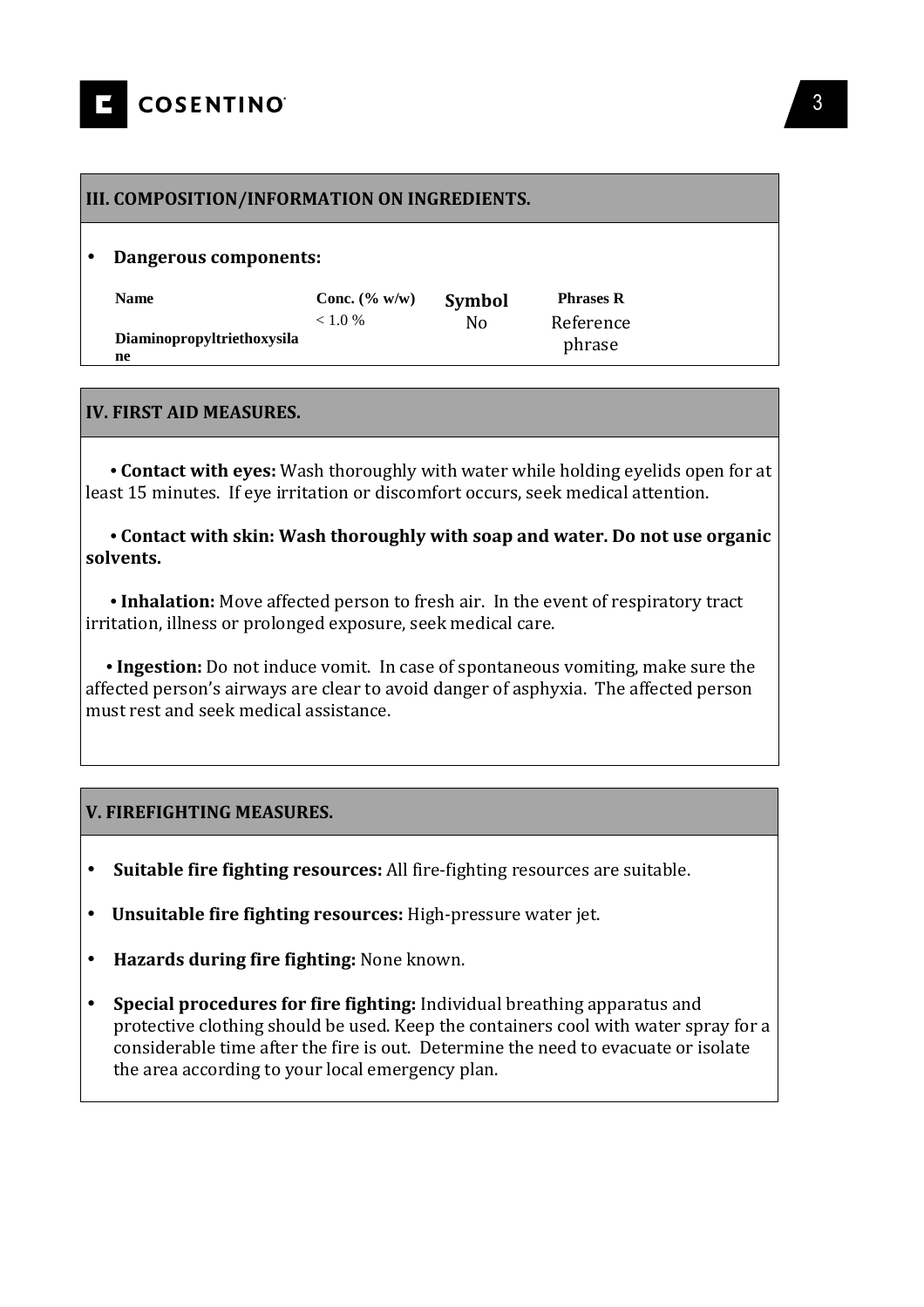## III. COMPOSITION/INFORMATION ON INGREDIENTS.

- **Dangerous components:**

| Name | Conc. (% w/w) | Symbol | Phrases R |
|---|---|---|---|
| Diaminopropyltriethoxysilane | < 1.0 % | No | Reference phrase |

## IV. FIRST AID MEASURES.

• **Contact with eyes:** Wash thoroughly with water while holding eyelids open for at least 15 minutes. If eye irritation or discomfort occurs, seek medical attention.

• **Contact with skin: Wash thoroughly with soap and water. Do not use organic solvents.**

• **Inhalation:** Move affected person to fresh air. In the event of respiratory tract irritation, illness or prolonged exposure, seek medical care.

• **Ingestion:** Do not induce vomit. In case of spontaneous vomiting, make sure the affected person's airways are clear to avoid danger of asphyxia. The affected person must rest and seek medical assistance.

## V. FIREFIGHTING MEASURES.

- **Suitable fire fighting resources:** All fire-fighting resources are suitable.
- **Unsuitable fire fighting resources:** High-pressure water jet.
- **Hazards during fire fighting:** None known.
- **Special procedures for fire fighting:** Individual breathing apparatus and protective clothing should be used. Keep the containers cool with water spray for a considerable time after the fire is out. Determine the need to evacuate or isolate the area according to your local emergency plan.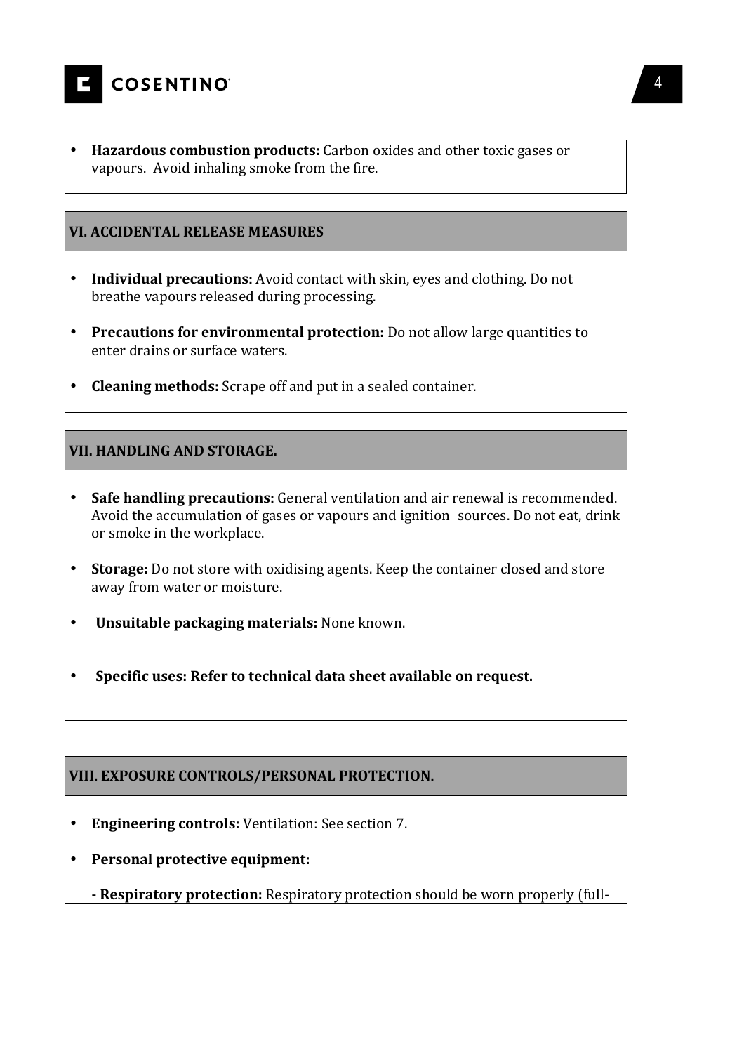- **Hazardous combustion products:** Carbon oxides and other toxic gases or vapours. Avoid inhaling smoke from the fire.

## VI. ACCIDENTAL RELEASE MEASURES

- **Individual precautions:** Avoid contact with skin, eyes and clothing. Do not breathe vapours released during processing.
- **Precautions for environmental protection:** Do not allow large quantities to enter drains or surface waters.
- **Cleaning methods:** Scrape off and put in a sealed container.

## VII. HANDLING AND STORAGE.

- **Safe handling precautions:** General ventilation and air renewal is recommended. Avoid the accumulation of gases or vapours and ignition sources. Do not eat, drink or smoke in the workplace.
- **Storage:** Do not store with oxidising agents. Keep the container closed and store away from water or moisture.
- **Unsuitable packaging materials:** None known.
- **Specific uses: Refer to technical data sheet available on request.**

## VIII. EXPOSURE CONTROLS/PERSONAL PROTECTION.

- **Engineering controls:** Ventilation: See section 7.
- **Personal protective equipment:**

  **- Respiratory protection:** Respiratory protection should be worn properly (full-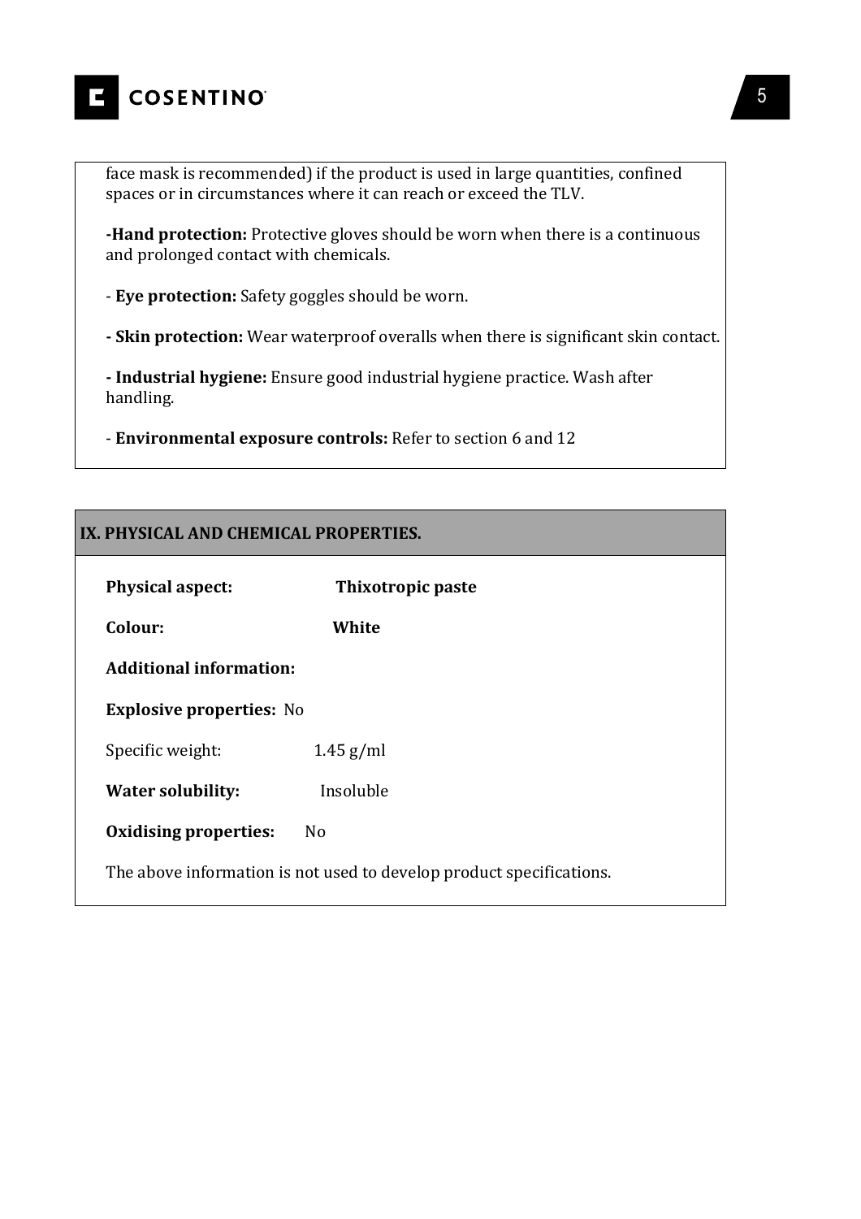face mask is recommended) if the product is used in large quantities, confined spaces or in circumstances where it can reach or exceed the TLV.

**-Hand protection:** Protective gloves should be worn when there is a continuous and prolonged contact with chemicals.

- **Eye protection:** Safety goggles should be worn.

**- Skin protection:** Wear waterproof overalls when there is significant skin contact.

**- Industrial hygiene:** Ensure good industrial hygiene practice. Wash after handling.

- **Environmental exposure controls:** Refer to section 6 and 12

## IX. PHYSICAL AND CHEMICAL PROPERTIES.

**Physical aspect:** **Thixotropic paste**

**Colour:** **White**

**Additional information:**

**Explosive properties:** No

Specific weight: 1.45 g/ml

**Water solubility:** Insoluble

**Oxidising properties:** No

The above information is not used to develop product specifications.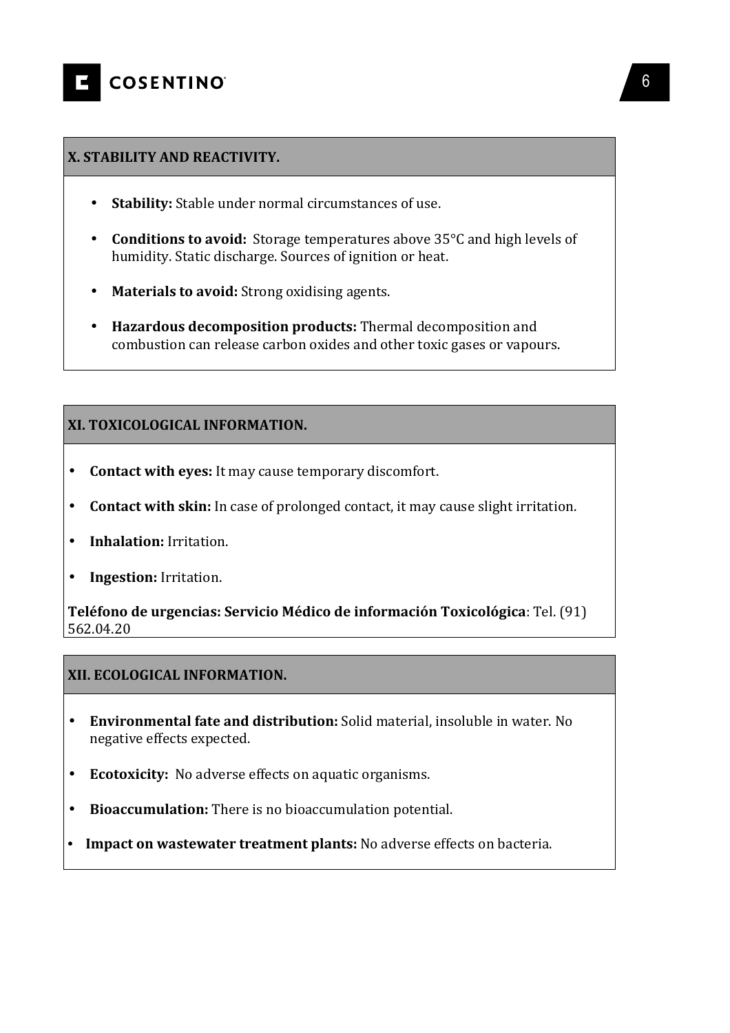## X. STABILITY AND REACTIVITY.

- **Stability:** Stable under normal circumstances of use.
- **Conditions to avoid:** Storage temperatures above 35°C and high levels of humidity. Static discharge. Sources of ignition or heat.
- **Materials to avoid:** Strong oxidising agents.
- **Hazardous decomposition products:** Thermal decomposition and combustion can release carbon oxides and other toxic gases or vapours.

## XI. TOXICOLOGICAL INFORMATION.

- **Contact with eyes:** It may cause temporary discomfort.
- **Contact with skin:** In case of prolonged contact, it may cause slight irritation.
- **Inhalation:** Irritation.
- **Ingestion:** Irritation.

**Teléfono de urgencias: Servicio Médico de información Toxicológica**: Tel. (91) 562.04.20

## XII. ECOLOGICAL INFORMATION.

- **Environmental fate and distribution:** Solid material, insoluble in water. No negative effects expected.
- **Ecotoxicity:** No adverse effects on aquatic organisms.
- **Bioaccumulation:** There is no bioaccumulation potential.
- **Impact on wastewater treatment plants:** No adverse effects on bacteria.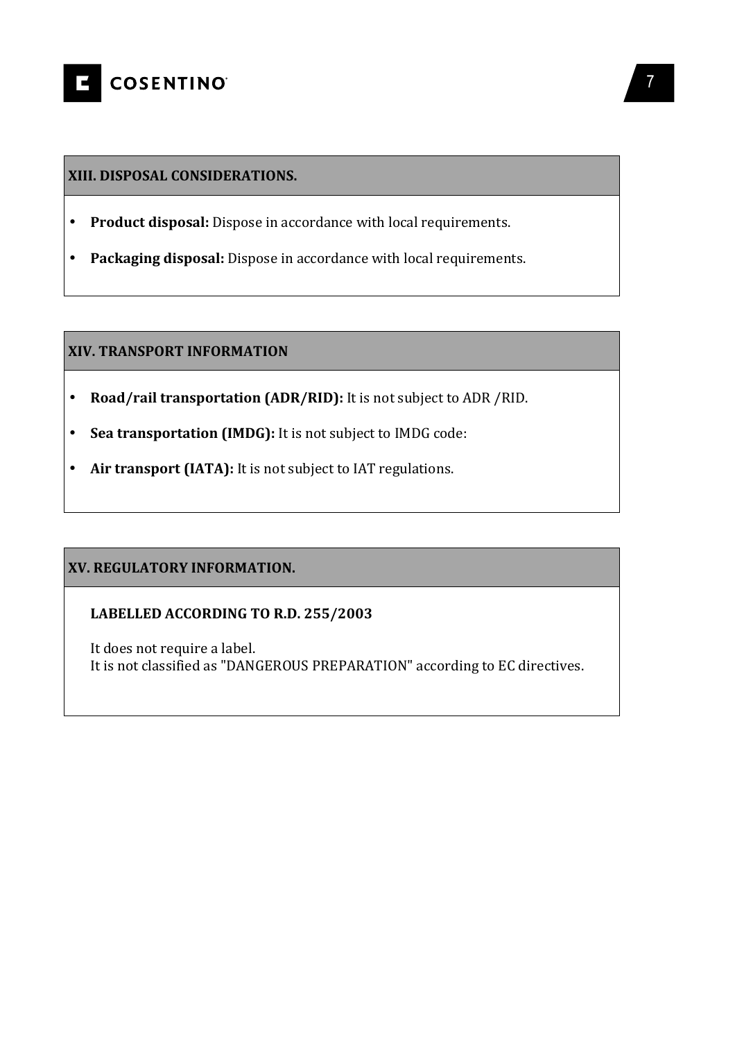## XIII. DISPOSAL CONSIDERATIONS.

- **Product disposal:** Dispose in accordance with local requirements.
- **Packaging disposal:** Dispose in accordance with local requirements.

## XIV. TRANSPORT INFORMATION

- **Road/rail transportation (ADR/RID):** It is not subject to ADR /RID.
- **Sea transportation (IMDG):** It is not subject to IMDG code:
- **Air transport (IATA):** It is not subject to IAT regulations.

## XV. REGULATORY INFORMATION.

**LABELLED ACCORDING TO R.D. 255/2003**

It does not require a label.
It is not classified as "DANGEROUS PREPARATION" according to EC directives.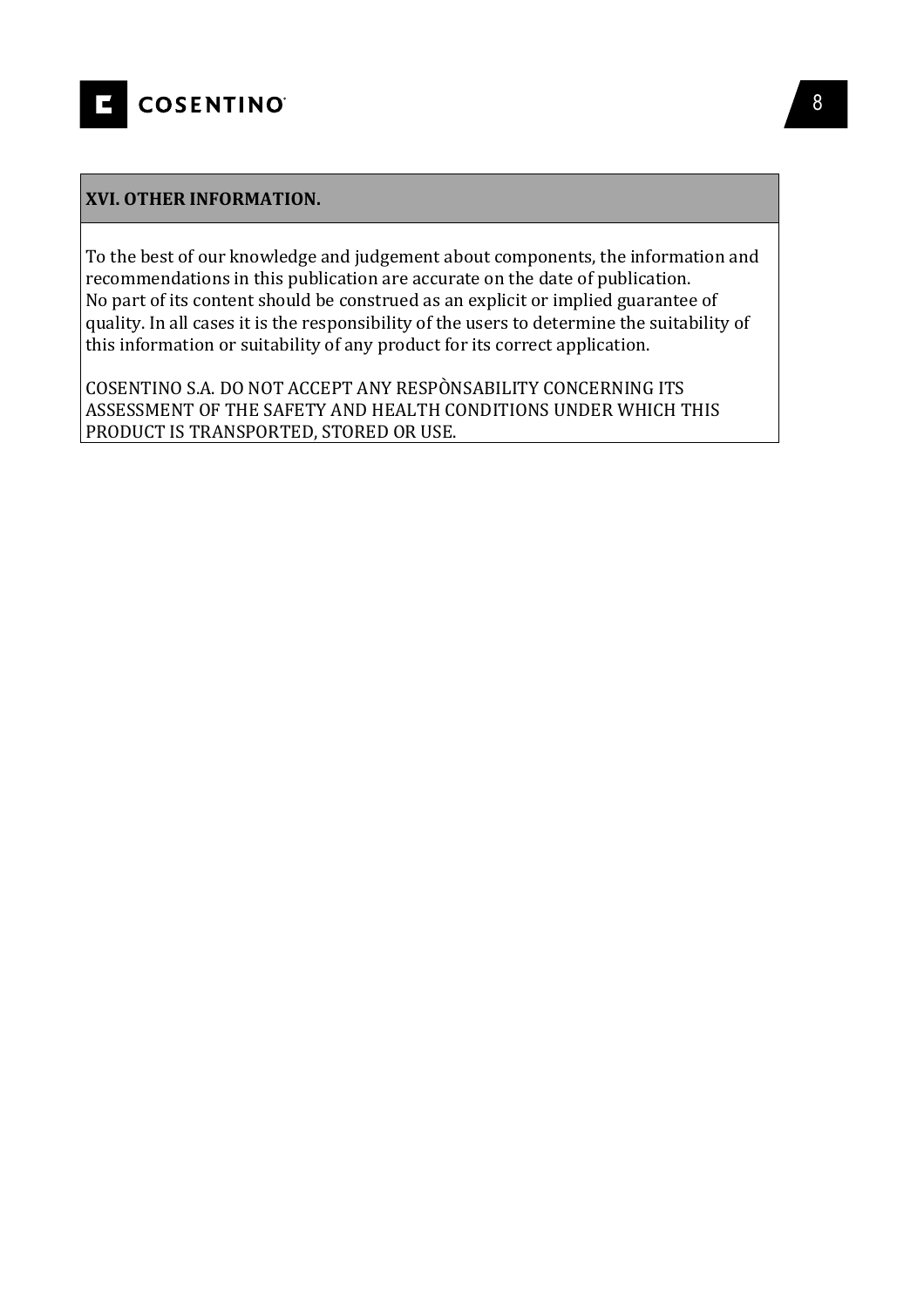## XVI. OTHER INFORMATION.

To the best of our knowledge and judgement about components, the information and recommendations in this publication are accurate on the date of publication.
No part of its content should be construed as an explicit or implied guarantee of quality. In all cases it is the responsibility of the users to determine the suitability of this information or suitability of any product for its correct application.

COSENTINO S.A. DO NOT ACCEPT ANY RESPÒNSABILITY CONCERNING ITS ASSESSMENT OF THE SAFETY AND HEALTH CONDITIONS UNDER WHICH THIS PRODUCT IS TRANSPORTED, STORED OR USE.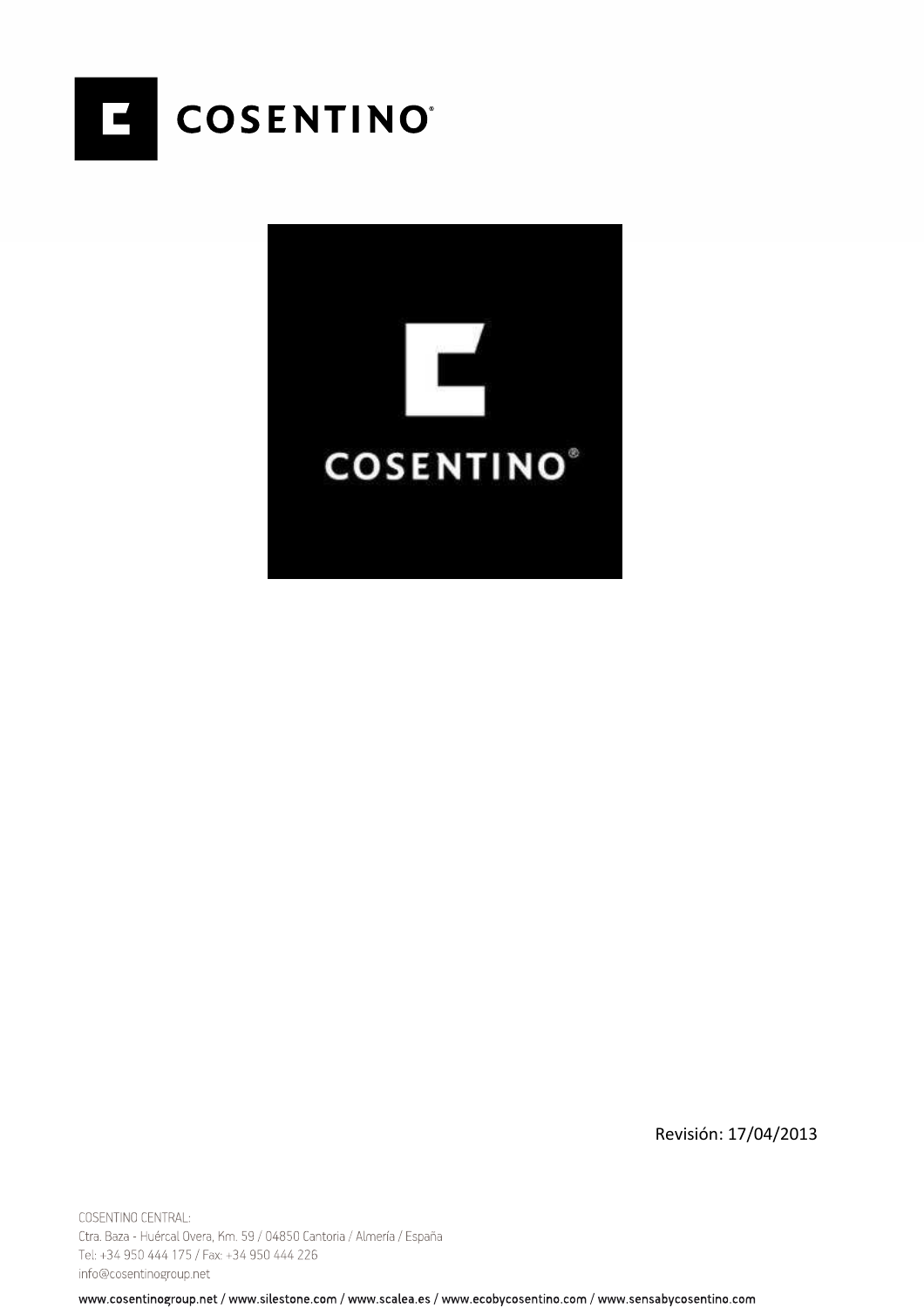Revisión: 17/04/2013

COSENTINO CENTRAL:
Ctra. Baza - Huércal Overa, Km. 59 / 04850 Cantoria / Almería / España
Tel: +34 950 444 175 / Fax: +34 950 444 226
info@cosentinogroup.net

www.cosentinogroup.net / www.silestone.com / www.scalea.es / www.ecobycosentino.com / www.sensabycosentino.com